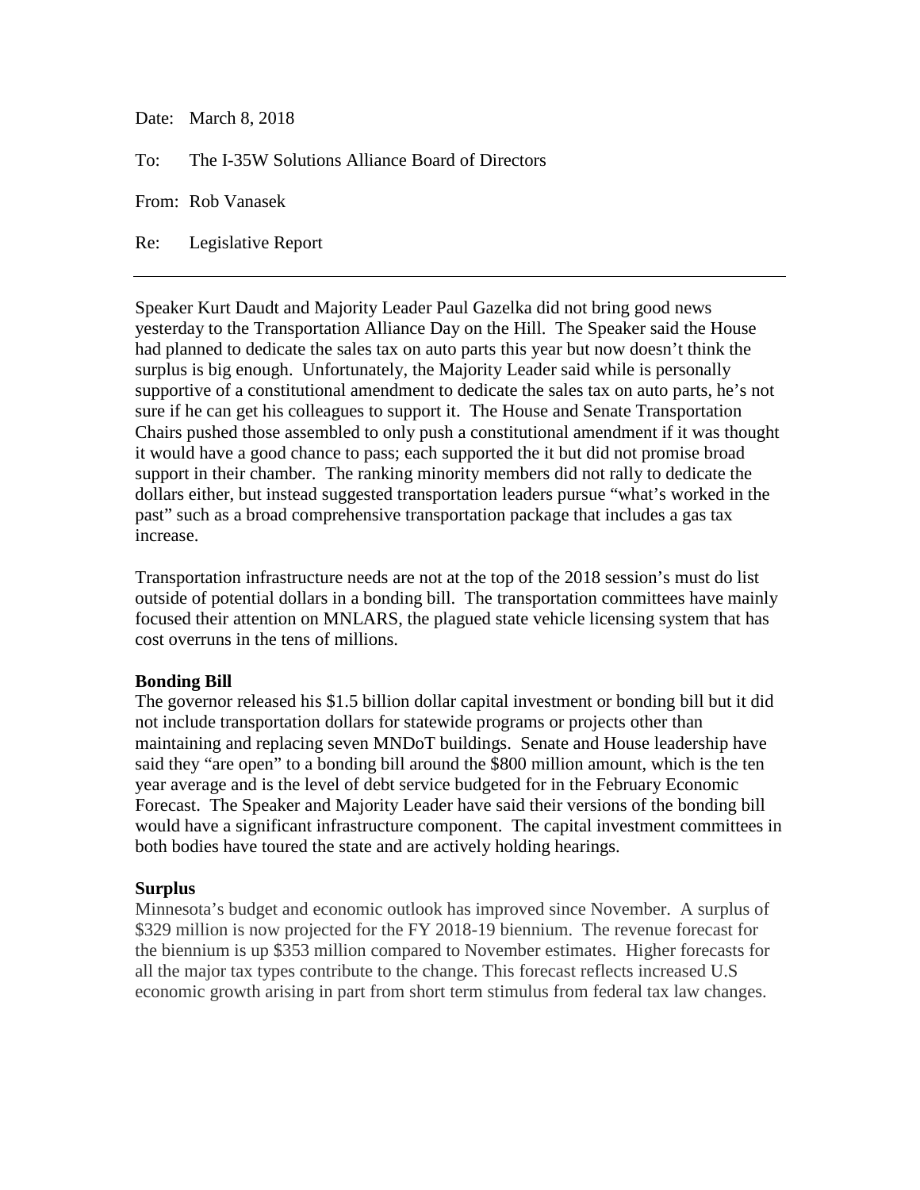Date: March 8, 2018

To: The I-35W Solutions Alliance Board of Directors

From: Rob Vanasek

Re: Legislative Report

---

Speaker Kurt Daudt and Majority Leader Paul Gazelka did not bring good news yesterday to the Transportation Alliance Day on the Hill. The Speaker said the House had planned to dedicate the sales tax on auto parts this year but now doesn't think the surplus is big enough. Unfortunately, the Majority Leader said while is personally supportive of a constitutional amendment to dedicate the sales tax on auto parts, he's not sure if he can get his colleagues to support it. The House and Senate Transportation Chairs pushed those assembled to only push a constitutional amendment if it was thought it would have a good chance to pass; each supported the it but did not promise broad support in their chamber. The ranking minority members did not rally to dedicate the dollars either, but instead suggested transportation leaders pursue "what's worked in the past" such as a broad comprehensive transportation package that includes a gas tax increase.

Transportation infrastructure needs are not at the top of the 2018 session's must do list outside of potential dollars in a bonding bill. The transportation committees have mainly focused their attention on MNLARS, the plagued state vehicle licensing system that has cost overruns in the tens of millions.

**Bonding Bill**

The governor released his $1.5 billion dollar capital investment or bonding bill but it did not include transportation dollars for statewide programs or projects other than maintaining and replacing seven MNDoT buildings. Senate and House leadership have said they "are open" to a bonding bill around the $800 million amount, which is the ten year average and is the level of debt service budgeted for in the February Economic Forecast. The Speaker and Majority Leader have said their versions of the bonding bill would have a significant infrastructure component. The capital investment committees in both bodies have toured the state and are actively holding hearings.

**Surplus**

Minnesota's budget and economic outlook has improved since November. A surplus of $329 million is now projected for the FY 2018-19 biennium. The revenue forecast for the biennium is up $353 million compared to November estimates. Higher forecasts for all the major tax types contribute to the change. This forecast reflects increased U.S economic growth arising in part from short term stimulus from federal tax law changes.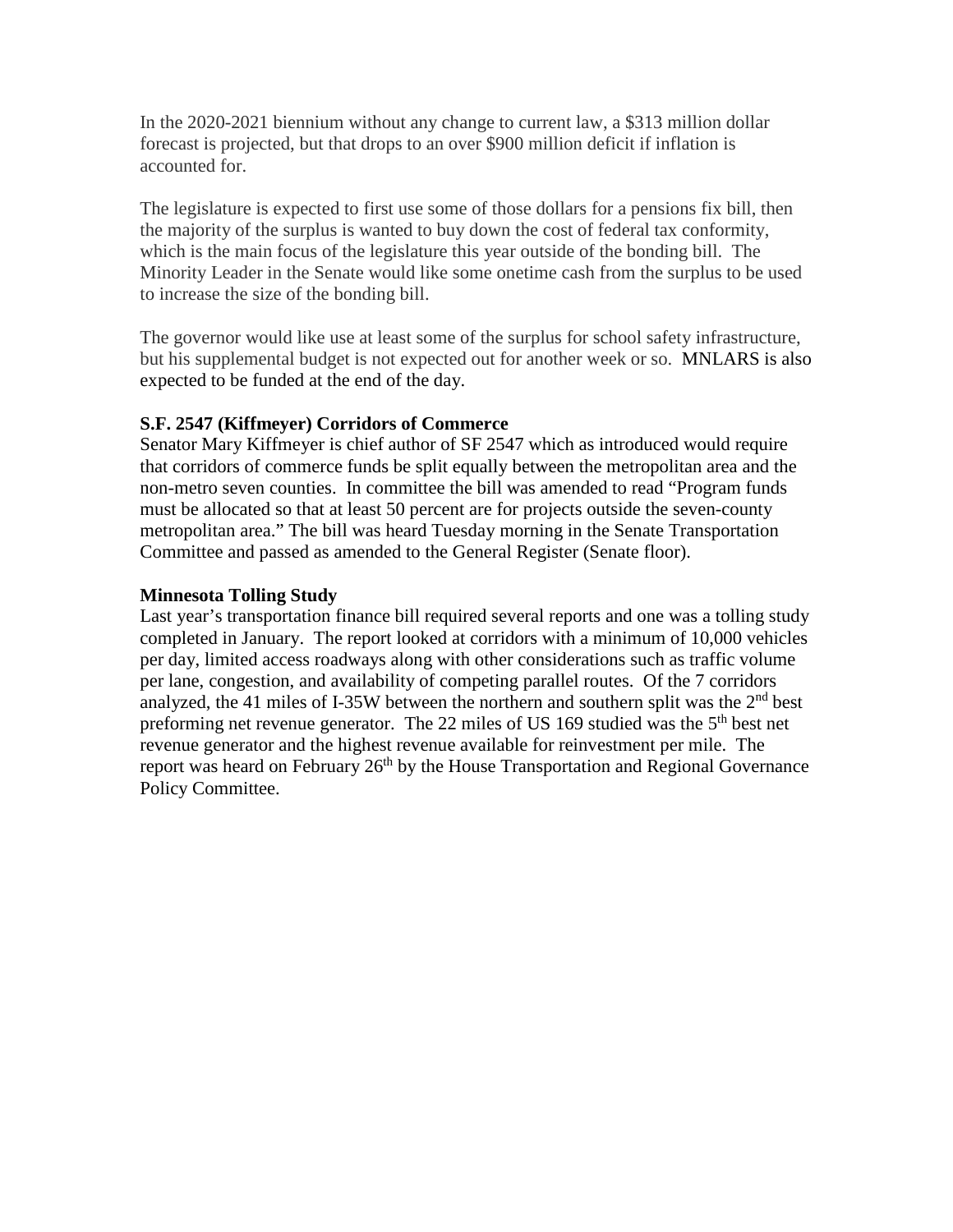In the 2020-2021 biennium without any change to current law, a $313 million dollar forecast is projected, but that drops to an over $900 million deficit if inflation is accounted for.

The legislature is expected to first use some of those dollars for a pensions fix bill, then the majority of the surplus is wanted to buy down the cost of federal tax conformity, which is the main focus of the legislature this year outside of the bonding bill. The Minority Leader in the Senate would like some onetime cash from the surplus to be used to increase the size of the bonding bill.

The governor would like use at least some of the surplus for school safety infrastructure, but his supplemental budget is not expected out for another week or so. MNLARS is also expected to be funded at the end of the day.

**S.F. 2547 (Kiffmeyer) Corridors of Commerce**

Senator Mary Kiffmeyer is chief author of SF 2547 which as introduced would require that corridors of commerce funds be split equally between the metropolitan area and the non-metro seven counties. In committee the bill was amended to read "Program funds must be allocated so that at least 50 percent are for projects outside the seven-county metropolitan area." The bill was heard Tuesday morning in the Senate Transportation Committee and passed as amended to the General Register (Senate floor).

**Minnesota Tolling Study**

Last year's transportation finance bill required several reports and one was a tolling study completed in January. The report looked at corridors with a minimum of 10,000 vehicles per day, limited access roadways along with other considerations such as traffic volume per lane, congestion, and availability of competing parallel routes. Of the 7 corridors analyzed, the 41 miles of I-35W between the northern and southern split was the 2nd best preforming net revenue generator. The 22 miles of US 169 studied was the 5th best net revenue generator and the highest revenue available for reinvestment per mile. The report was heard on February 26th by the House Transportation and Regional Governance Policy Committee.